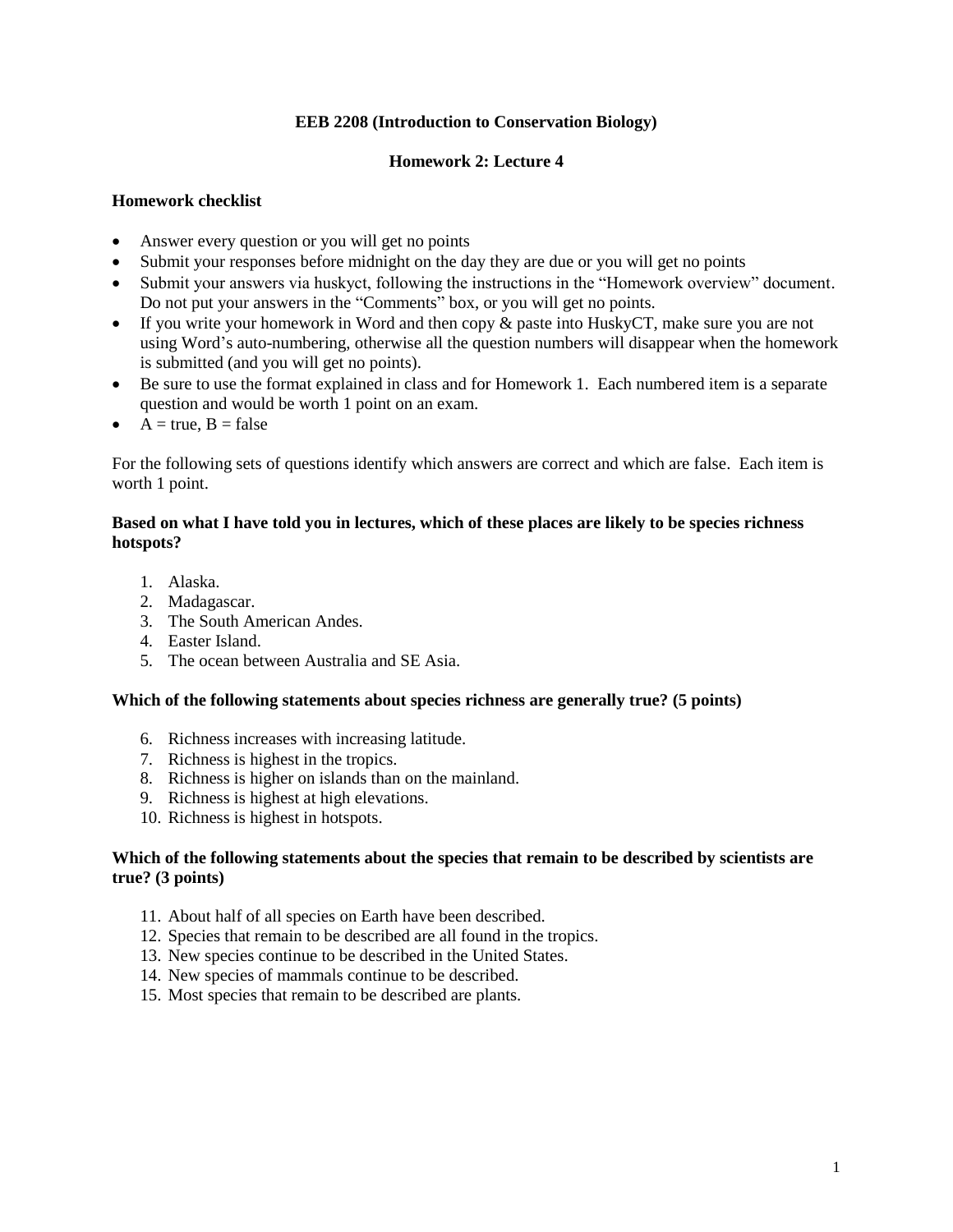**EEB 2208 (Introduction to Conservation Biology)**

**Homework 2: Lecture 4**

**Homework checklist**

- Answer every question or you will get no points
- Submit your responses before midnight on the day they are due or you will get no points
- Submit your answers via huskyct, following the instructions in the "Homework overview" document. Do not put your answers in the "Comments" box, or you will get no points.
- If you write your homework in Word and then copy & paste into HuskyCT, make sure you are not using Word's auto-numbering, otherwise all the question numbers will disappear when the homework is submitted (and you will get no points).
- Be sure to use the format explained in class and for Homework 1. Each numbered item is a separate question and would be worth 1 point on an exam.
- A = true, B = false

For the following sets of questions identify which answers are correct and which are false. Each item is worth 1 point.

**Based on what I have told you in lectures, which of these places are likely to be species richness hotspots?**

1. Alaska.
2. Madagascar.
3. The South American Andes.
4. Easter Island.
5. The ocean between Australia and SE Asia.

**Which of the following statements about species richness are generally true? (5 points)**

6. Richness increases with increasing latitude.
7. Richness is highest in the tropics.
8. Richness is higher on islands than on the mainland.
9. Richness is highest at high elevations.
10. Richness is highest in hotspots.

**Which of the following statements about the species that remain to be described by scientists are true? (3 points)**

11. About half of all species on Earth have been described.
12. Species that remain to be described are all found in the tropics.
13. New species continue to be described in the United States.
14. New species of mammals continue to be described.
15. Most species that remain to be described are plants.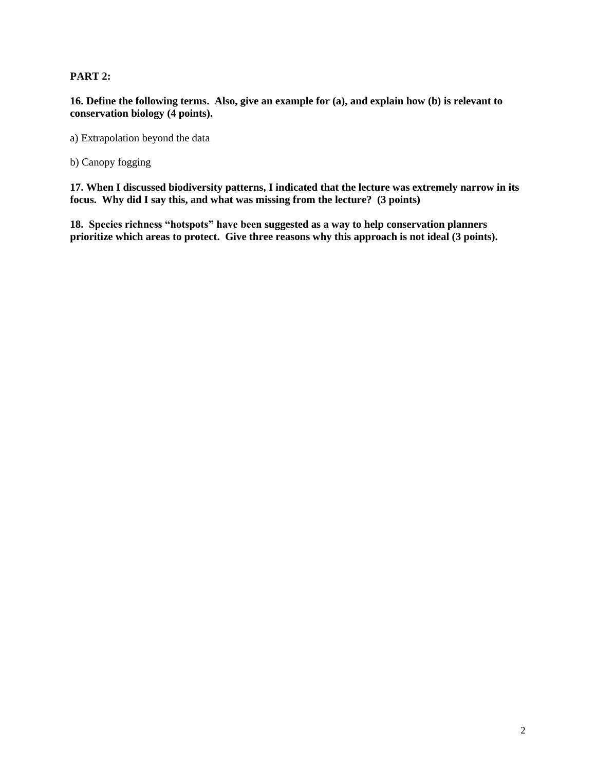**PART 2:**

**16. Define the following terms. Also, give an example for (a), and explain how (b) is relevant to conservation biology (4 points).**

a) Extrapolation beyond the data

b) Canopy fogging

**17. When I discussed biodiversity patterns, I indicated that the lecture was extremely narrow in its focus. Why did I say this, and what was missing from the lecture? (3 points)**

**18. Species richness "hotspots" have been suggested as a way to help conservation planners prioritize which areas to protect. Give three reasons why this approach is not ideal (3 points).**